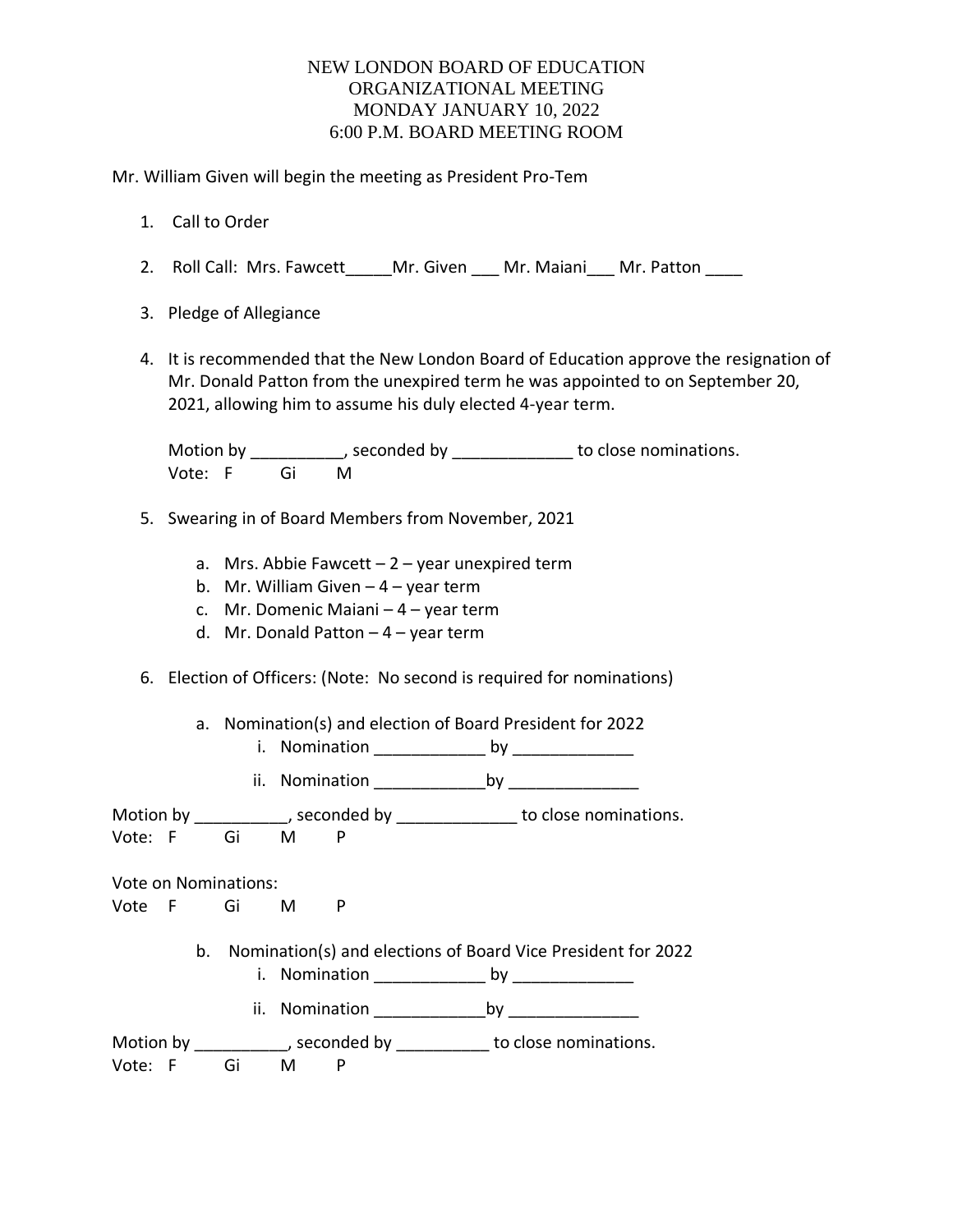# NEW LONDON BOARD OF EDUCATION
# ORGANIZATIONAL MEETING
# MONDAY JANUARY 10, 2022
# 6:00 P.M. BOARD MEETING ROOM

Mr. William Given will begin the meeting as President Pro-Tem

1. Call to Order

2. Roll Call: Mrs. Fawcett_____Mr. Given ___ Mr. Maiani___ Mr. Patton ____

3. Pledge of Allegiance

4. It is recommended that the New London Board of Education approve the resignation of Mr. Donald Patton from the unexpired term he was appointed to on September 20, 2021, allowing him to assume his duly elected 4-year term.

   Motion by __________, seconded by _____________ to close nominations.
   Vote: F Gi M

5. Swearing in of Board Members from November, 2021

   a. Mrs. Abbie Fawcett – 2 – year unexpired term
   b. Mr. William Given – 4 – year term
   c. Mr. Domenic Maiani – 4 – year term
   d. Mr. Donald Patton – 4 – year term

6. Election of Officers: (Note: No second is required for nominations)

   a. Nomination(s) and election of Board President for 2022
      i. Nomination ____________ by _____________
      ii. Nomination ____________by ______________

Motion by __________, seconded by _____________ to close nominations.
Vote: F Gi M P

Vote on Nominations:
Vote F Gi M P

   b. Nomination(s) and elections of Board Vice President for 2022
      i. Nomination ____________ by _____________
      ii. Nomination ____________by ______________

Motion by __________, seconded by __________ to close nominations.
Vote: F Gi M P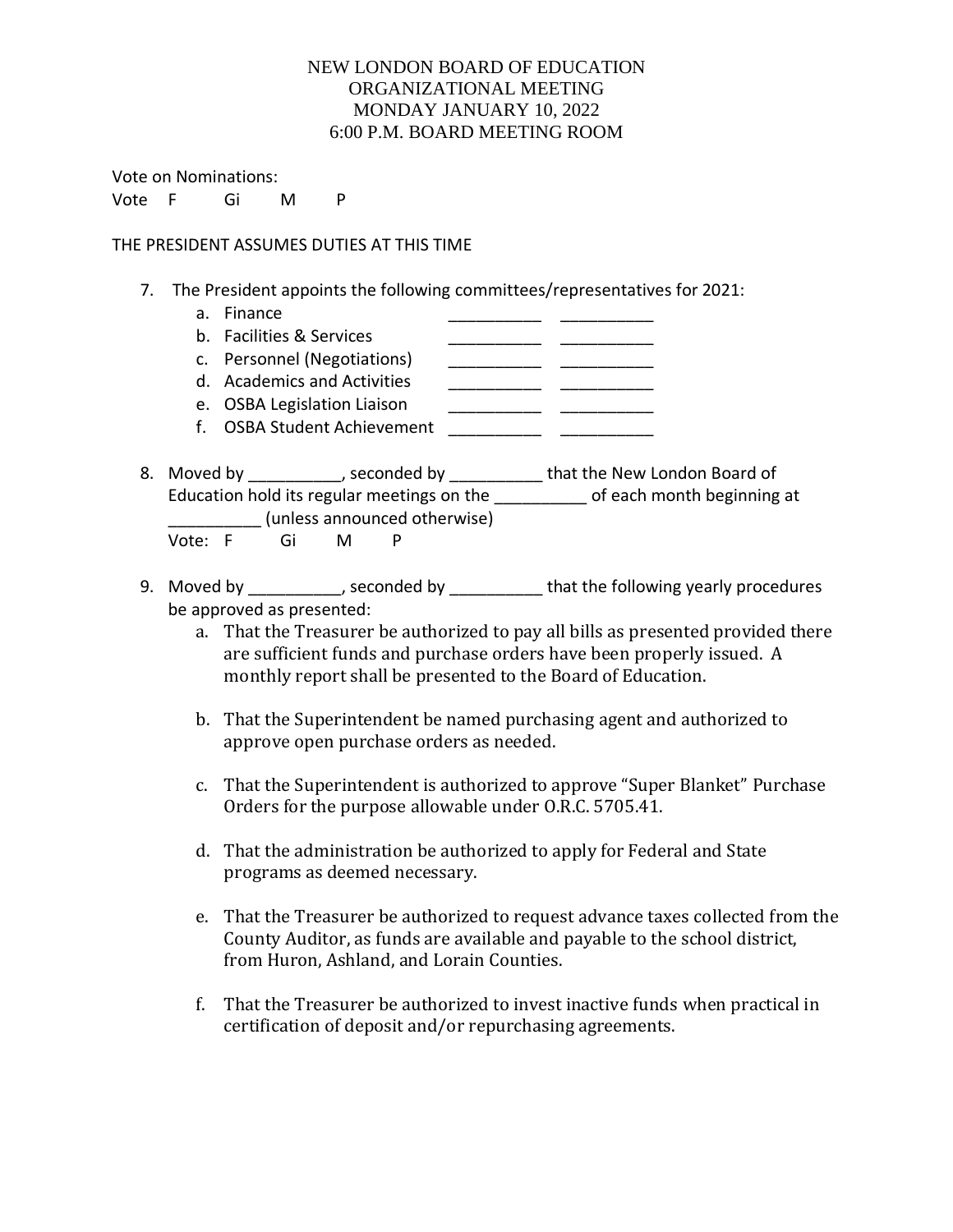NEW LONDON BOARD OF EDUCATION
ORGANIZATIONAL MEETING
MONDAY JANUARY 10, 2022
6:00 P.M. BOARD MEETING ROOM

Vote on Nominations:
Vote F Gi M P

THE PRESIDENT ASSUMES DUTIES AT THIS TIME

7. The President appoints the following committees/representatives for 2021:
   a. Finance __________ __________
   b. Facilities & Services __________ __________
   c. Personnel (Negotiations) __________ __________
   d. Academics and Activities __________ __________
   e. OSBA Legislation Liaison __________ __________
   f. OSBA Student Achievement __________ __________

8. Moved by __________, seconded by __________ that the New London Board of Education hold its regular meetings on the __________ of each month beginning at __________ (unless announced otherwise)
   Vote: F Gi M P

9. Moved by __________, seconded by __________ that the following yearly procedures be approved as presented:
   a. That the Treasurer be authorized to pay all bills as presented provided there are sufficient funds and purchase orders have been properly issued. A monthly report shall be presented to the Board of Education.

   b. That the Superintendent be named purchasing agent and authorized to approve open purchase orders as needed.

   c. That the Superintendent is authorized to approve "Super Blanket" Purchase Orders for the purpose allowable under O.R.C. 5705.41.

   d. That the administration be authorized to apply for Federal and State programs as deemed necessary.

   e. That the Treasurer be authorized to request advance taxes collected from the County Auditor, as funds are available and payable to the school district, from Huron, Ashland, and Lorain Counties.

   f. That the Treasurer be authorized to invest inactive funds when practical in certification of deposit and/or repurchasing agreements.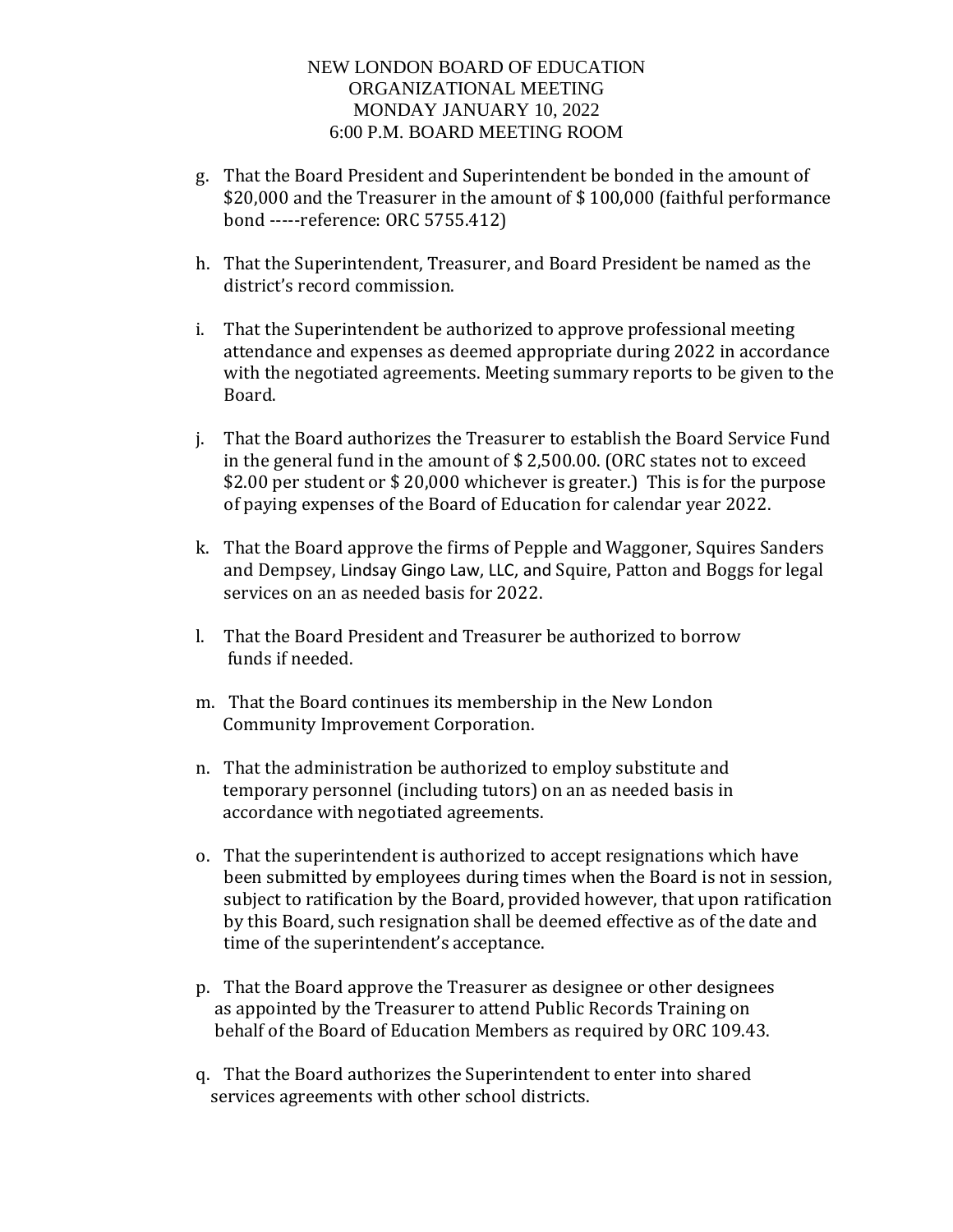NEW LONDON BOARD OF EDUCATION
ORGANIZATIONAL MEETING
MONDAY JANUARY 10, 2022
6:00 P.M. BOARD MEETING ROOM

g. That the Board President and Superintendent be bonded in the amount of $20,000 and the Treasurer in the amount of $ 100,000 (faithful performance bond -----reference: ORC 5755.412)

h. That the Superintendent, Treasurer, and Board President be named as the district's record commission.

i. That the Superintendent be authorized to approve professional meeting attendance and expenses as deemed appropriate during 2022 in accordance with the negotiated agreements. Meeting summary reports to be given to the Board.

j. That the Board authorizes the Treasurer to establish the Board Service Fund in the general fund in the amount of $ 2,500.00. (ORC states not to exceed $2.00 per student or $ 20,000 whichever is greater.) This is for the purpose of paying expenses of the Board of Education for calendar year 2022.

k. That the Board approve the firms of Pepple and Waggoner, Squires Sanders and Dempsey, Lindsay Gingo Law, LLC, and Squire, Patton and Boggs for legal services on an as needed basis for 2022.

l. That the Board President and Treasurer be authorized to borrow funds if needed.

m. That the Board continues its membership in the New London Community Improvement Corporation.

n. That the administration be authorized to employ substitute and temporary personnel (including tutors) on an as needed basis in accordance with negotiated agreements.

o. That the superintendent is authorized to accept resignations which have been submitted by employees during times when the Board is not in session, subject to ratification by the Board, provided however, that upon ratification by this Board, such resignation shall be deemed effective as of the date and time of the superintendent's acceptance.

p. That the Board approve the Treasurer as designee or other designees as appointed by the Treasurer to attend Public Records Training on behalf of the Board of Education Members as required by ORC 109.43.

q. That the Board authorizes the Superintendent to enter into shared services agreements with other school districts.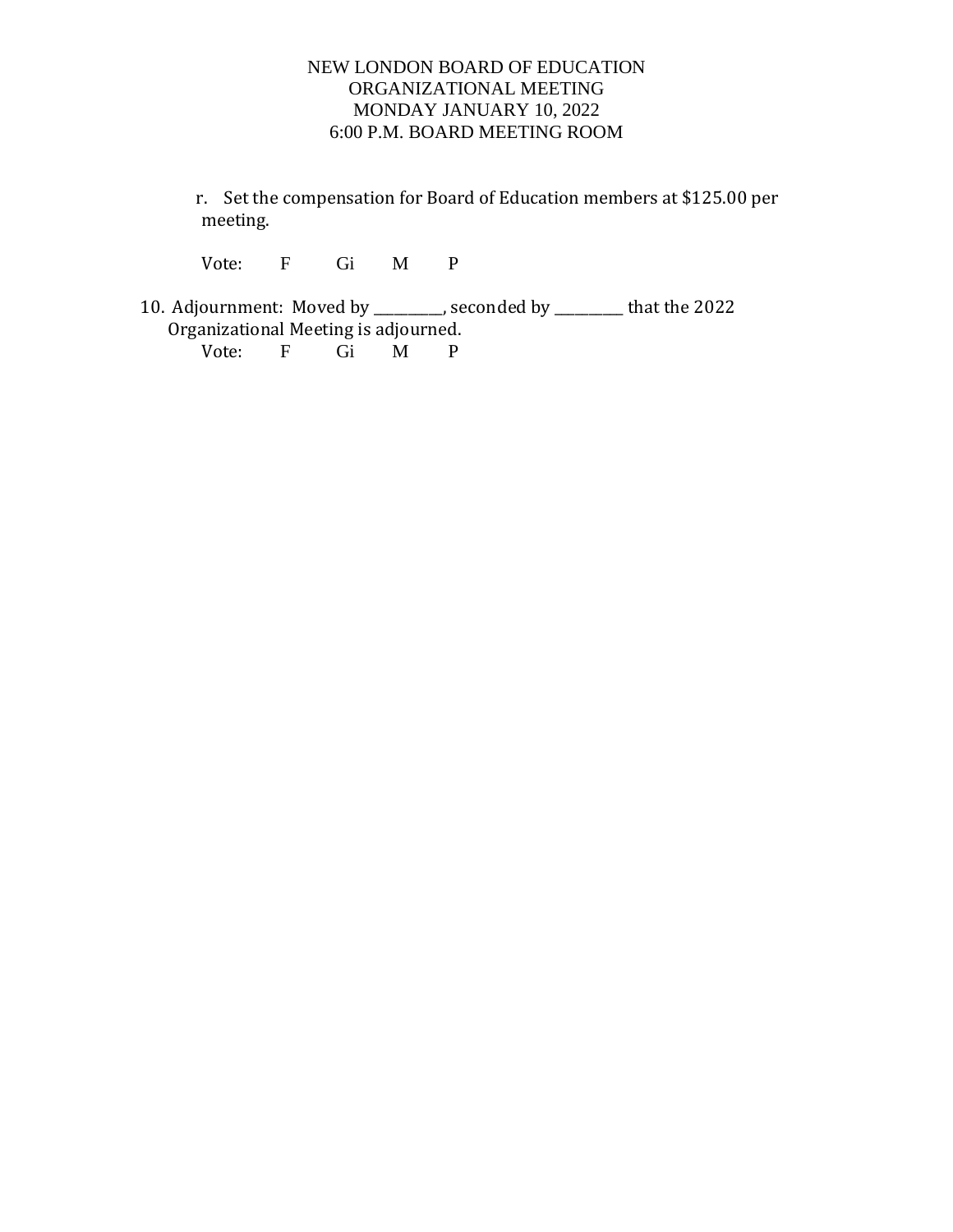r. Set the compensation for Board of Education members at $125.00 per meeting.

Vote: F Gi M P

10. Adjournment: Moved by __________, seconded by __________ that the 2022 Organizational Meeting is adjourned.

Vote: F Gi M P